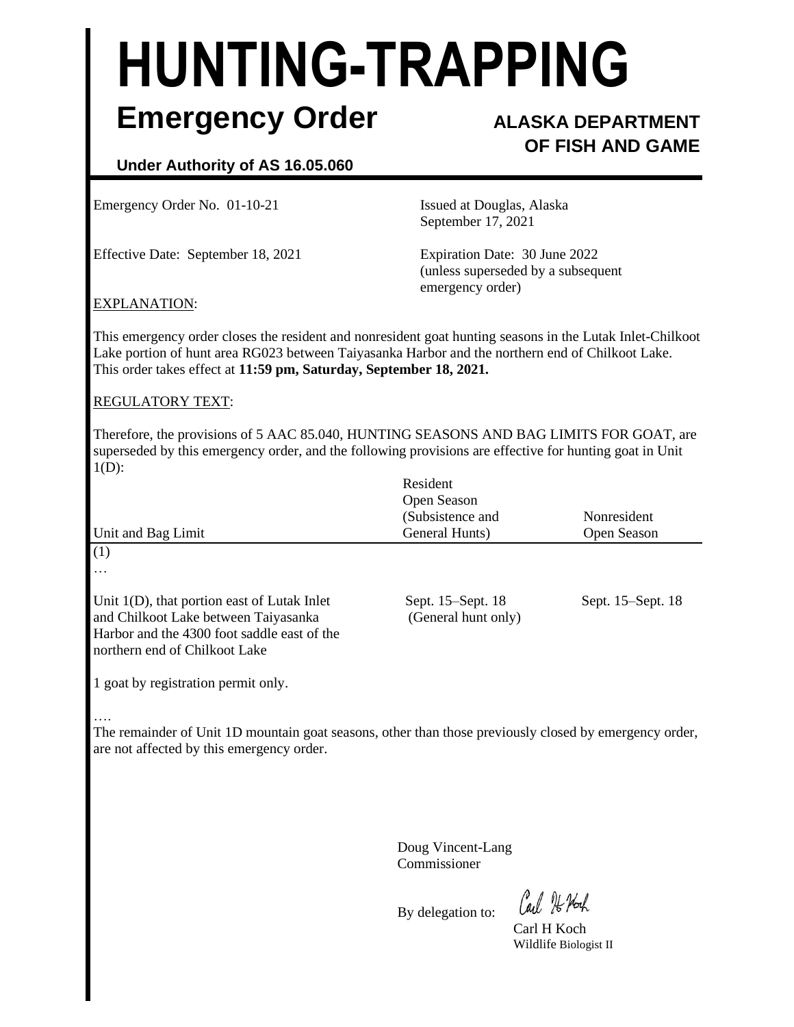# HUNTING-TRAPPING

## Emergency Order

**ALASKA DEPARTMENT OF FISH AND GAME**

**Under Authority of AS 16.05.060**

Emergency Order No. 01-10-21

Issued at Douglas, Alaska
September 17, 2021

Effective Date: September 18, 2021

Expiration Date: 30 June 2022
(unless superseded by a subsequent emergency order)

EXPLANATION:

This emergency order closes the resident and nonresident goat hunting seasons in the Lutak Inlet-Chilkoot Lake portion of hunt area RG023 between Taiyasanka Harbor and the northern end of Chilkoot Lake. This order takes effect at **11:59 pm, Saturday, September 18, 2021.**

REGULATORY TEXT:

Therefore, the provisions of 5 AAC 85.040, HUNTING SEASONS AND BAG LIMITS FOR GOAT, are superseded by this emergency order, and the following provisions are effective for hunting goat in Unit 1(D):

| Unit and Bag Limit | Resident Open Season (Subsistence and General Hunts) | Nonresident Open Season |
|---|---|---|
| (1) | | |
| … | | |
| Unit 1(D), that portion east of Lutak Inlet and Chilkoot Lake between Taiyasanka Harbor and the 4300 foot saddle east of the northern end of Chilkoot Lake | Sept. 15–Sept. 18 (General hunt only) | Sept. 15–Sept. 18 |
| 1 goat by registration permit only. | | |

….

The remainder of Unit 1D mountain goat seasons, other than those previously closed by emergency order, are not affected by this emergency order.

Doug Vincent-Lang
Commissioner

By delegation to: Carl H Koch

Carl H Koch
Wildlife Biologist II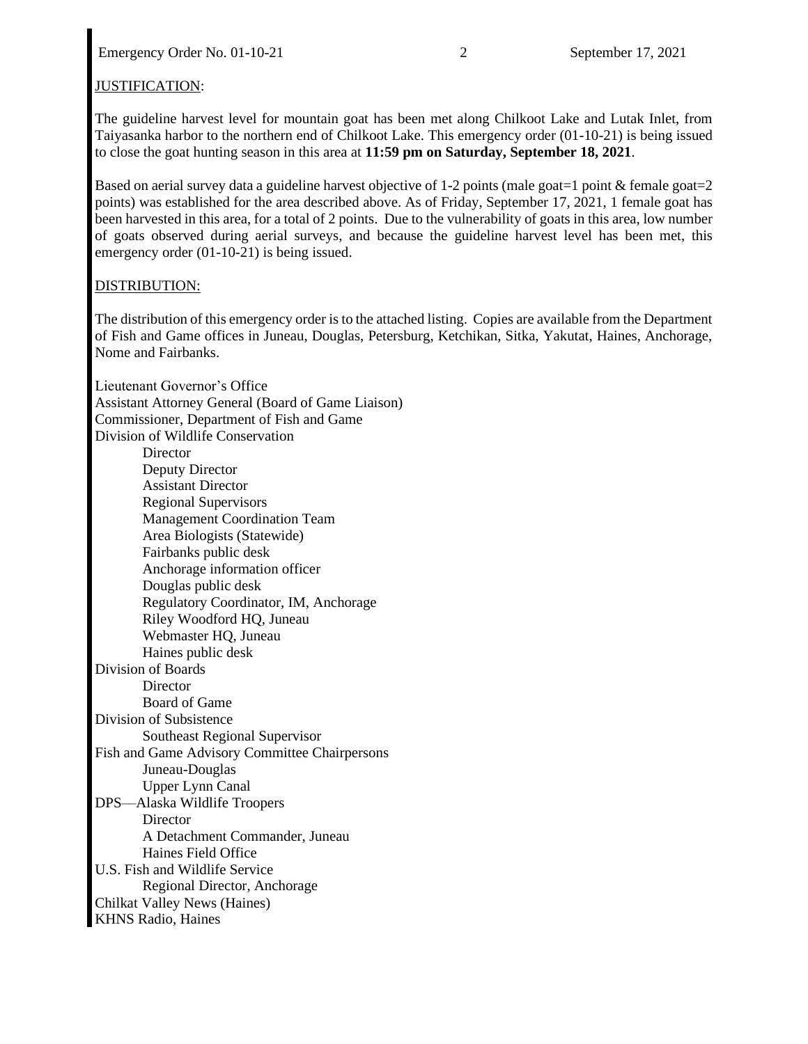JUSTIFICATION:

The guideline harvest level for mountain goat has been met along Chilkoot Lake and Lutak Inlet, from Taiyasanka harbor to the northern end of Chilkoot Lake. This emergency order (01-10-21) is being issued to close the goat hunting season in this area at **11:59 pm on Saturday, September 18, 2021**.

Based on aerial survey data a guideline harvest objective of 1-2 points (male goat=1 point & female goat=2 points) was established for the area described above. As of Friday, September 17, 2021, 1 female goat has been harvested in this area, for a total of 2 points. Due to the vulnerability of goats in this area, low number of goats observed during aerial surveys, and because the guideline harvest level has been met, this emergency order (01-10-21) is being issued.

DISTRIBUTION:

The distribution of this emergency order is to the attached listing. Copies are available from the Department of Fish and Game offices in Juneau, Douglas, Petersburg, Ketchikan, Sitka, Yakutat, Haines, Anchorage, Nome and Fairbanks.

Lieutenant Governor's Office
Assistant Attorney General (Board of Game Liaison)
Commissioner, Department of Fish and Game
Division of Wildlife Conservation
- Director
- Deputy Director
- Assistant Director
- Regional Supervisors
- Management Coordination Team
- Area Biologists (Statewide)
- Fairbanks public desk
- Anchorage information officer
- Douglas public desk
- Regulatory Coordinator, IM, Anchorage
- Riley Woodford HQ, Juneau
- Webmaster HQ, Juneau
- Haines public desk

Division of Boards
- Director
- Board of Game

Division of Subsistence
- Southeast Regional Supervisor

Fish and Game Advisory Committee Chairpersons
- Juneau-Douglas
- Upper Lynn Canal

DPS—Alaska Wildlife Troopers
- Director
- A Detachment Commander, Juneau
- Haines Field Office

U.S. Fish and Wildlife Service
- Regional Director, Anchorage

Chilkat Valley News (Haines)
KHNS Radio, Haines